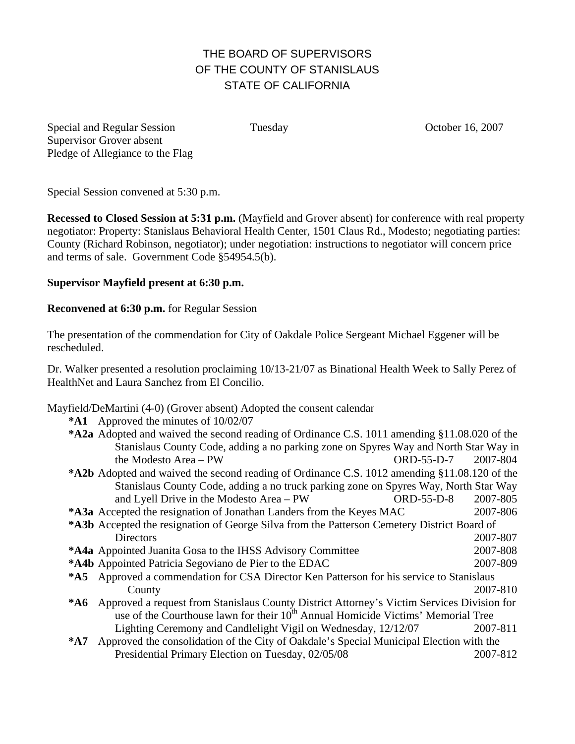# THE BOARD OF SUPERVISORS
# OF THE COUNTY OF STANISLAUS
# STATE OF CALIFORNIA

Special and Regular Session Tuesday October 16, 2007
Supervisor Grover absent
Pledge of Allegiance to the Flag

Special Session convened at 5:30 p.m.

**Recessed to Closed Session at 5:31 p.m.** (Mayfield and Grover absent) for conference with real property negotiator: Property: Stanislaus Behavioral Health Center, 1501 Claus Rd., Modesto; negotiating parties: County (Richard Robinson, negotiator); under negotiation: instructions to negotiator will concern price and terms of sale. Government Code §54954.5(b).

**Supervisor Mayfield present at 6:30 p.m.**

**Reconvened at 6:30 p.m.** for Regular Session

The presentation of the commendation for City of Oakdale Police Sergeant Michael Eggener will be rescheduled.

Dr. Walker presented a resolution proclaiming 10/13-21/07 as Binational Health Week to Sally Perez of HealthNet and Laura Sanchez from El Concilio.

Mayfield/DeMartini (4-0) (Grover absent) Adopted the consent calendar

**\*A1** Approved the minutes of 10/02/07

**\*A2a** Adopted and waived the second reading of Ordinance C.S. 1011 amending §11.08.020 of the Stanislaus County Code, adding a no parking zone on Spyres Way and North Star Way in the Modesto Area – PW ORD-55-D-7 2007-804

**\*A2b** Adopted and waived the second reading of Ordinance C.S. 1012 amending §11.08.120 of the Stanislaus County Code, adding a no truck parking zone on Spyres Way, North Star Way and Lyell Drive in the Modesto Area – PW ORD-55-D-8 2007-805

**\*A3a** Accepted the resignation of Jonathan Landers from the Keyes MAC 2007-806

**\*A3b** Accepted the resignation of George Silva from the Patterson Cemetery District Board of Directors 2007-807

**\*A4a** Appointed Juanita Gosa to the IHSS Advisory Committee 2007-808

**\*A4b** Appointed Patricia Segoviano de Pier to the EDAC 2007-809

**\*A5** Approved a commendation for CSA Director Ken Patterson for his service to Stanislaus County 2007-810

**\*A6** Approved a request from Stanislaus County District Attorney's Victim Services Division for use of the Courthouse lawn for their 10th Annual Homicide Victims' Memorial Tree Lighting Ceremony and Candlelight Vigil on Wednesday, 12/12/07 2007-811

**\*A7** Approved the consolidation of the City of Oakdale's Special Municipal Election with the Presidential Primary Election on Tuesday, 02/05/08 2007-812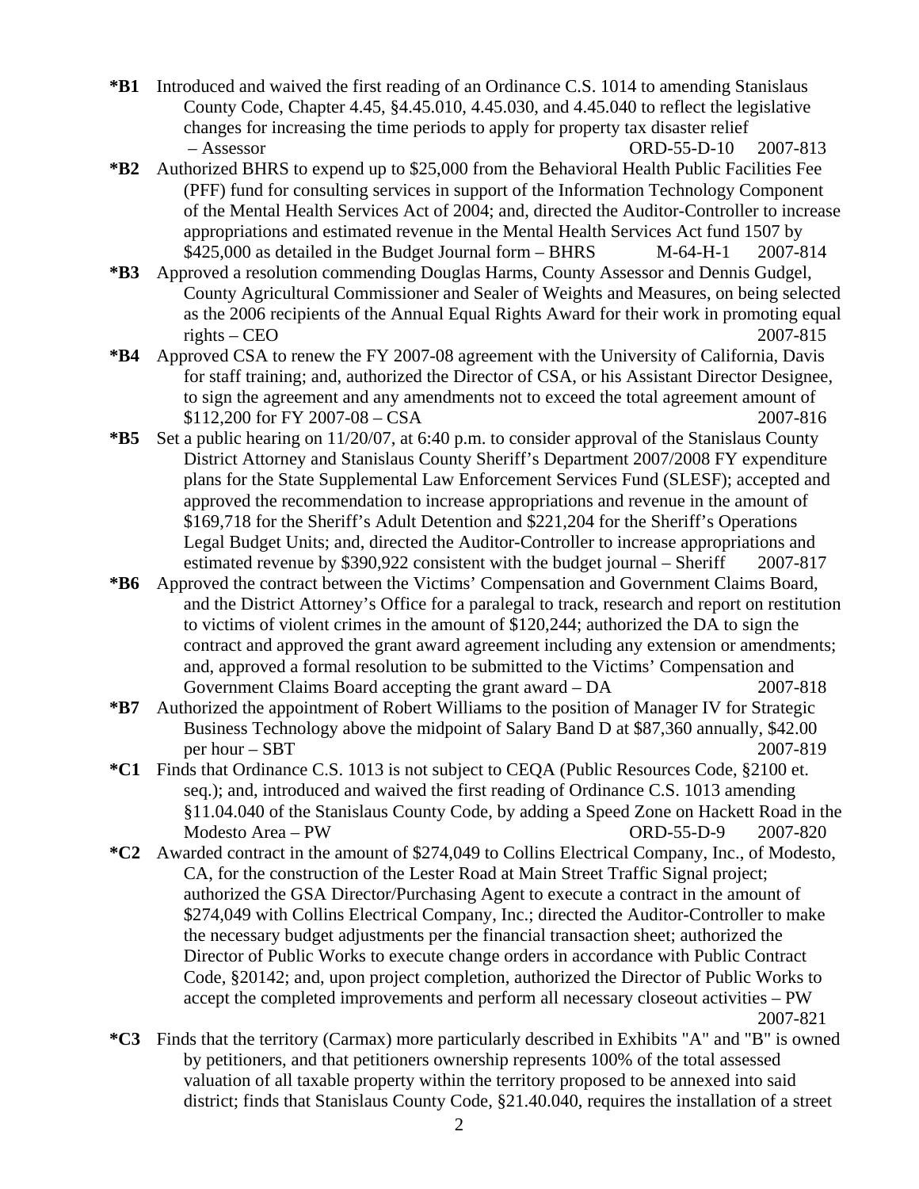**\*B1** Introduced and waived the first reading of an Ordinance C.S. 1014 to amending Stanislaus County Code, Chapter 4.45, §4.45.010, 4.45.030, and 4.45.040 to reflect the legislative changes for increasing the time periods to apply for property tax disaster relief – Assessor ORD-55-D-10 2007-813

**\*B2** Authorized BHRS to expend up to $25,000 from the Behavioral Health Public Facilities Fee (PFF) fund for consulting services in support of the Information Technology Component of the Mental Health Services Act of 2004; and, directed the Auditor-Controller to increase appropriations and estimated revenue in the Mental Health Services Act fund 1507 by $425,000 as detailed in the Budget Journal form – BHRS M-64-H-1 2007-814

**\*B3** Approved a resolution commending Douglas Harms, County Assessor and Dennis Gudgel, County Agricultural Commissioner and Sealer of Weights and Measures, on being selected as the 2006 recipients of the Annual Equal Rights Award for their work in promoting equal rights – CEO 2007-815

**\*B4** Approved CSA to renew the FY 2007-08 agreement with the University of California, Davis for staff training; and, authorized the Director of CSA, or his Assistant Director Designee, to sign the agreement and any amendments not to exceed the total agreement amount of $112,200 for FY 2007-08 – CSA 2007-816

**\*B5** Set a public hearing on 11/20/07, at 6:40 p.m. to consider approval of the Stanislaus County District Attorney and Stanislaus County Sheriff's Department 2007/2008 FY expenditure plans for the State Supplemental Law Enforcement Services Fund (SLESF); accepted and approved the recommendation to increase appropriations and revenue in the amount of $169,718 for the Sheriff's Adult Detention and $221,204 for the Sheriff's Operations Legal Budget Units; and, directed the Auditor-Controller to increase appropriations and estimated revenue by $390,922 consistent with the budget journal – Sheriff 2007-817

**\*B6** Approved the contract between the Victims' Compensation and Government Claims Board, and the District Attorney's Office for a paralegal to track, research and report on restitution to victims of violent crimes in the amount of $120,244; authorized the DA to sign the contract and approved the grant award agreement including any extension or amendments; and, approved a formal resolution to be submitted to the Victims' Compensation and Government Claims Board accepting the grant award – DA 2007-818

**\*B7** Authorized the appointment of Robert Williams to the position of Manager IV for Strategic Business Technology above the midpoint of Salary Band D at $87,360 annually, $42.00 per hour – SBT 2007-819

**\*C1** Finds that Ordinance C.S. 1013 is not subject to CEQA (Public Resources Code, §2100 et. seq.); and, introduced and waived the first reading of Ordinance C.S. 1013 amending §11.04.040 of the Stanislaus County Code, by adding a Speed Zone on Hackett Road in the Modesto Area – PW ORD-55-D-9 2007-820

**\*C2** Awarded contract in the amount of $274,049 to Collins Electrical Company, Inc., of Modesto, CA, for the construction of the Lester Road at Main Street Traffic Signal project; authorized the GSA Director/Purchasing Agent to execute a contract in the amount of $274,049 with Collins Electrical Company, Inc.; directed the Auditor-Controller to make the necessary budget adjustments per the financial transaction sheet; authorized the Director of Public Works to execute change orders in accordance with Public Contract Code, §20142; and, upon project completion, authorized the Director of Public Works to accept the completed improvements and perform all necessary closeout activities – PW 2007-821

**\*C3** Finds that the territory (Carmax) more particularly described in Exhibits "A" and "B" is owned by petitioners, and that petitioners ownership represents 100% of the total assessed valuation of all taxable property within the territory proposed to be annexed into said district; finds that Stanislaus County Code, §21.40.040, requires the installation of a street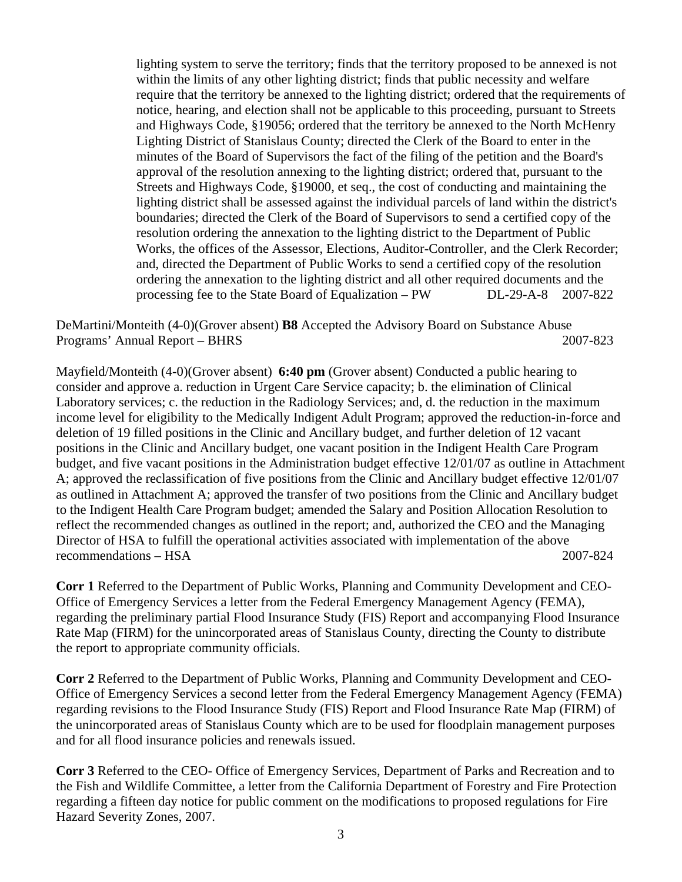lighting system to serve the territory; finds that the territory proposed to be annexed is not within the limits of any other lighting district; finds that public necessity and welfare require that the territory be annexed to the lighting district; ordered that the requirements of notice, hearing, and election shall not be applicable to this proceeding, pursuant to Streets and Highways Code, §19056; ordered that the territory be annexed to the North McHenry Lighting District of Stanislaus County; directed the Clerk of the Board to enter in the minutes of the Board of Supervisors the fact of the filing of the petition and the Board's approval of the resolution annexing to the lighting district; ordered that, pursuant to the Streets and Highways Code, §19000, et seq., the cost of conducting and maintaining the lighting district shall be assessed against the individual parcels of land within the district's boundaries; directed the Clerk of the Board of Supervisors to send a certified copy of the resolution ordering the annexation to the lighting district to the Department of Public Works, the offices of the Assessor, Elections, Auditor-Controller, and the Clerk Recorder; and, directed the Department of Public Works to send a certified copy of the resolution ordering the annexation to the lighting district and all other required documents and the processing fee to the State Board of Equalization – PW DL-29-A-8 2007-822

DeMartini/Monteith (4-0)(Grover absent) **B8** Accepted the Advisory Board on Substance Abuse Programs' Annual Report – BHRS 2007-823

Mayfield/Monteith (4-0)(Grover absent) **6:40 pm** (Grover absent) Conducted a public hearing to consider and approve a. reduction in Urgent Care Service capacity; b. the elimination of Clinical Laboratory services; c. the reduction in the Radiology Services; and, d. the reduction in the maximum income level for eligibility to the Medically Indigent Adult Program; approved the reduction-in-force and deletion of 19 filled positions in the Clinic and Ancillary budget, and further deletion of 12 vacant positions in the Clinic and Ancillary budget, one vacant position in the Indigent Health Care Program budget, and five vacant positions in the Administration budget effective 12/01/07 as outline in Attachment A; approved the reclassification of five positions from the Clinic and Ancillary budget effective 12/01/07 as outlined in Attachment A; approved the transfer of two positions from the Clinic and Ancillary budget to the Indigent Health Care Program budget; amended the Salary and Position Allocation Resolution to reflect the recommended changes as outlined in the report; and, authorized the CEO and the Managing Director of HSA to fulfill the operational activities associated with implementation of the above recommendations – HSA 2007-824

**Corr 1** Referred to the Department of Public Works, Planning and Community Development and CEO-Office of Emergency Services a letter from the Federal Emergency Management Agency (FEMA), regarding the preliminary partial Flood Insurance Study (FIS) Report and accompanying Flood Insurance Rate Map (FIRM) for the unincorporated areas of Stanislaus County, directing the County to distribute the report to appropriate community officials.

**Corr 2** Referred to the Department of Public Works, Planning and Community Development and CEO-Office of Emergency Services a second letter from the Federal Emergency Management Agency (FEMA) regarding revisions to the Flood Insurance Study (FIS) Report and Flood Insurance Rate Map (FIRM) of the unincorporated areas of Stanislaus County which are to be used for floodplain management purposes and for all flood insurance policies and renewals issued.

**Corr 3** Referred to the CEO- Office of Emergency Services, Department of Parks and Recreation and to the Fish and Wildlife Committee, a letter from the California Department of Forestry and Fire Protection regarding a fifteen day notice for public comment on the modifications to proposed regulations for Fire Hazard Severity Zones, 2007.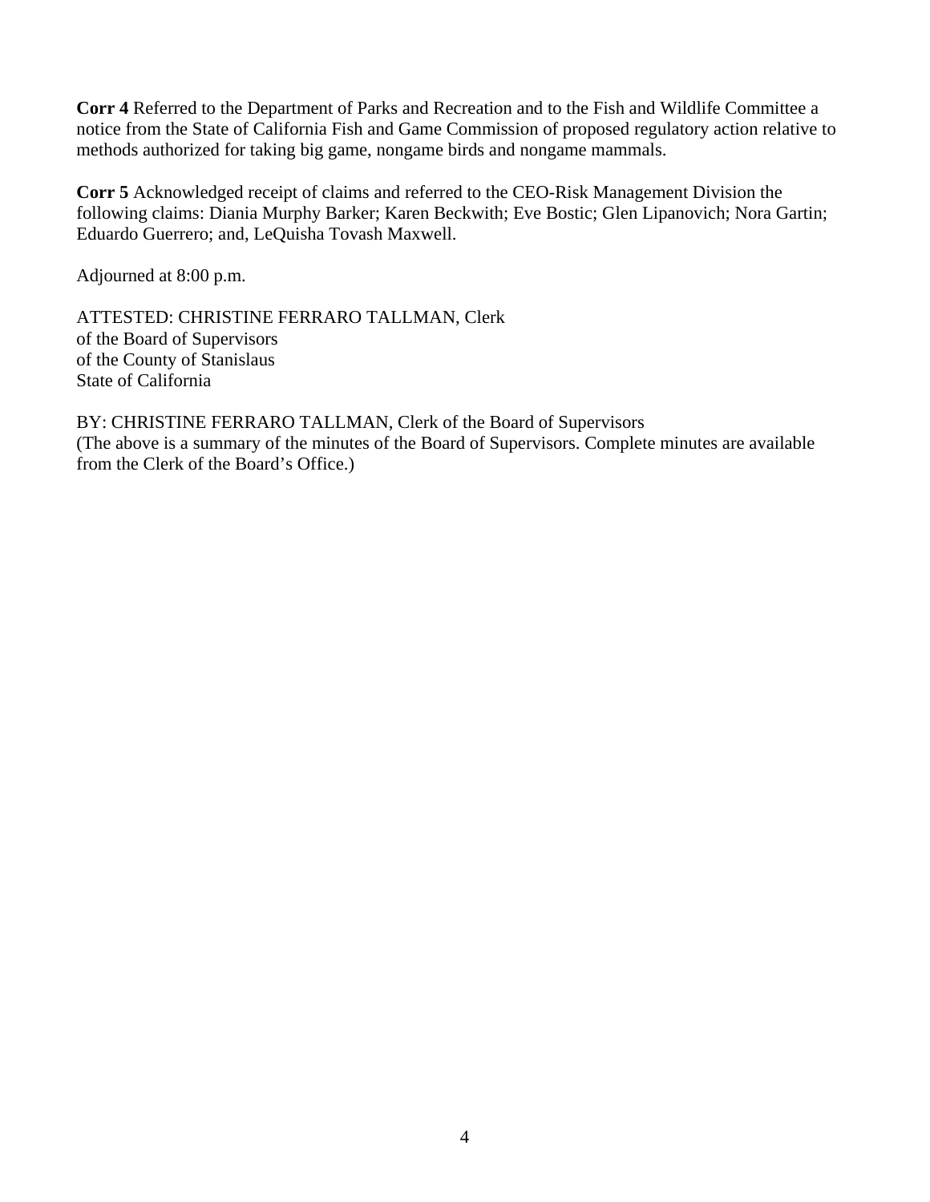**Corr 4** Referred to the Department of Parks and Recreation and to the Fish and Wildlife Committee a notice from the State of California Fish and Game Commission of proposed regulatory action relative to methods authorized for taking big game, nongame birds and nongame mammals.

**Corr 5** Acknowledged receipt of claims and referred to the CEO-Risk Management Division the following claims: Diania Murphy Barker; Karen Beckwith; Eve Bostic; Glen Lipanovich; Nora Gartin; Eduardo Guerrero; and, LeQuisha Tovash Maxwell.

Adjourned at 8:00 p.m.

ATTESTED: CHRISTINE FERRARO TALLMAN, Clerk
of the Board of Supervisors
of the County of Stanislaus
State of California

BY: CHRISTINE FERRARO TALLMAN, Clerk of the Board of Supervisors
(The above is a summary of the minutes of the Board of Supervisors. Complete minutes are available from the Clerk of the Board's Office.)